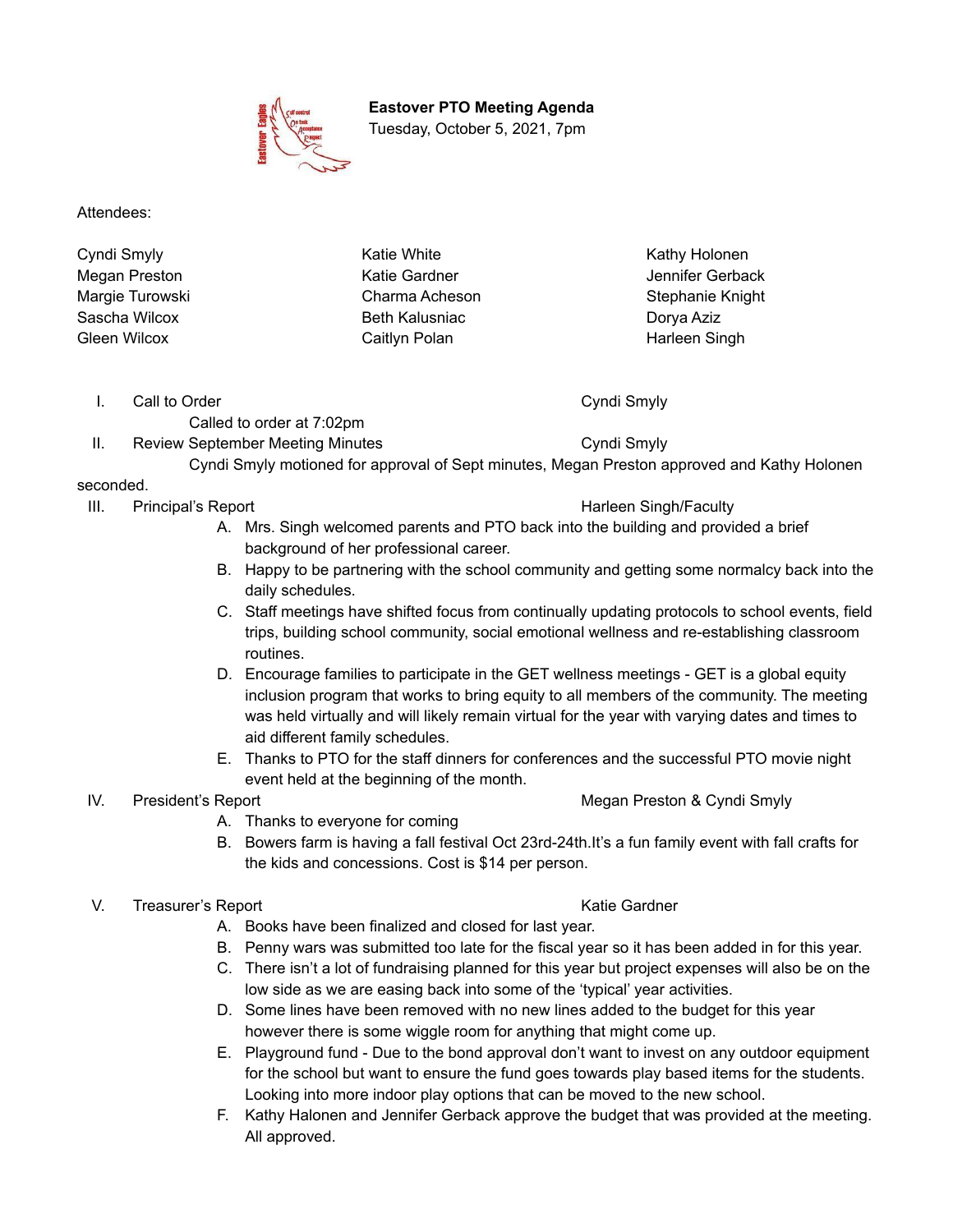**Eastover PTO Meeting Agenda**
Tuesday, October 5, 2021, 7pm

Attendees:

| | | |
|---|---|---|
| Cyndi Smyly | Katie White | Kathy Holonen |
| Megan Preston | Katie Gardner | Jennifer Gerback |
| Margie Turowski | Charma Acheson | Stephanie Knight |
| Sascha Wilcox | Beth Kalusniac | Dorya Aziz |
| Gleen Wilcox | Caitlyn Polan | Harleen Singh |

I. Call to Order — Cyndi Smyly

Called to order at 7:02pm

II. Review September Meeting Minutes — Cyndi Smyly

Cyndi Smyly motioned for approval of Sept minutes, Megan Preston approved and Kathy Holonen seconded.

III. Principal's Report — Harleen Singh/Faculty

A. Mrs. Singh welcomed parents and PTO back into the building and provided a brief background of her professional career.
B. Happy to be partnering with the school community and getting some normalcy back into the daily schedules.
C. Staff meetings have shifted focus from continually updating protocols to school events, field trips, building school community, social emotional wellness and re-establishing classroom routines.
D. Encourage families to participate in the GET wellness meetings - GET is a global equity inclusion program that works to bring equity to all members of the community. The meeting was held virtually and will likely remain virtual for the year with varying dates and times to aid different family schedules.
E. Thanks to PTO for the staff dinners for conferences and the successful PTO movie night event held at the beginning of the month.

IV. President's Report — Megan Preston & Cyndi Smyly

A. Thanks to everyone for coming
B. Bowers farm is having a fall festival Oct 23rd-24th.It's a fun family event with fall crafts for the kids and concessions. Cost is $14 per person.

V. Treasurer's Report — Katie Gardner

A. Books have been finalized and closed for last year.
B. Penny wars was submitted too late for the fiscal year so it has been added in for this year.
C. There isn't a lot of fundraising planned for this year but project expenses will also be on the low side as we are easing back into some of the 'typical' year activities.
D. Some lines have been removed with no new lines added to the budget for this year however there is some wiggle room for anything that might come up.
E. Playground fund - Due to the bond approval don't want to invest on any outdoor equipment for the school but want to ensure the fund goes towards play based items for the students. Looking into more indoor play options that can be moved to the new school.
F. Kathy Halonen and Jennifer Gerback approve the budget that was provided at the meeting. All approved.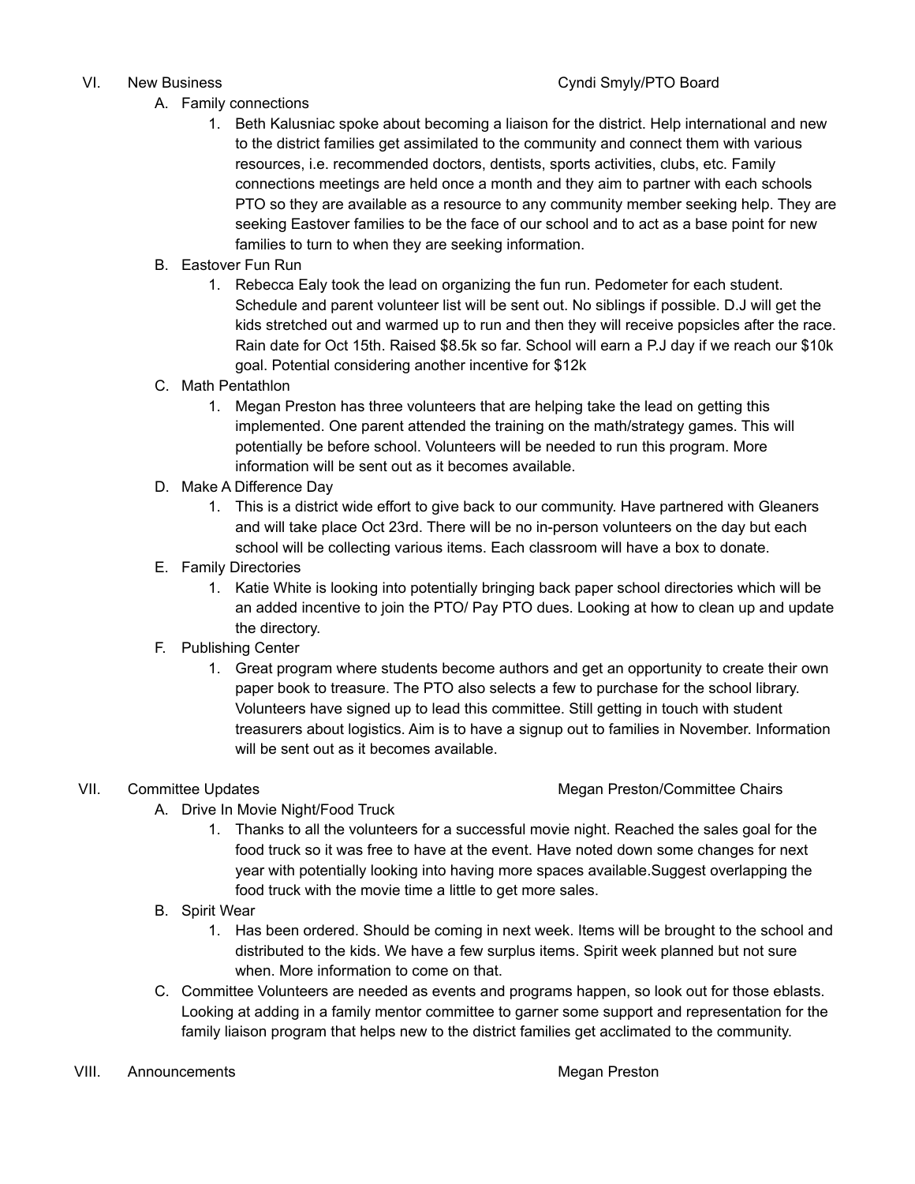VI. New Business — Cyndi Smyly/PTO Board

A. Family connections

1. Beth Kalusniac spoke about becoming a liaison for the district. Help international and new to the district families get assimilated to the community and connect them with various resources, i.e. recommended doctors, dentists, sports activities, clubs, etc. Family connections meetings are held once a month and they aim to partner with each schools PTO so they are available as a resource to any community member seeking help. They are seeking Eastover families to be the face of our school and to act as a base point for new families to turn to when they are seeking information.

B. Eastover Fun Run

1. Rebecca Ealy took the lead on organizing the fun run. Pedometer for each student. Schedule and parent volunteer list will be sent out. No siblings if possible. D.J will get the kids stretched out and warmed up to run and then they will receive popsicles after the race. Rain date for Oct 15th. Raised $8.5k so far. School will earn a P.J day if we reach our $10k goal. Potential considering another incentive for $12k

C. Math Pentathlon

1. Megan Preston has three volunteers that are helping take the lead on getting this implemented. One parent attended the training on the math/strategy games. This will potentially be before school. Volunteers will be needed to run this program. More information will be sent out as it becomes available.

D. Make A Difference Day

1. This is a district wide effort to give back to our community. Have partnered with Gleaners and will take place Oct 23rd. There will be no in-person volunteers on the day but each school will be collecting various items. Each classroom will have a box to donate.

E. Family Directories

1. Katie White is looking into potentially bringing back paper school directories which will be an added incentive to join the PTO/ Pay PTO dues. Looking at how to clean up and update the directory.

F. Publishing Center

1. Great program where students become authors and get an opportunity to create their own paper book to treasure. The PTO also selects a few to purchase for the school library. Volunteers have signed up to lead this committee. Still getting in touch with student treasurers about logistics. Aim is to have a signup out to families in November. Information will be sent out as it becomes available.

VII. Committee Updates — Megan Preston/Committee Chairs

A. Drive In Movie Night/Food Truck

1. Thanks to all the volunteers for a successful movie night. Reached the sales goal for the food truck so it was free to have at the event. Have noted down some changes for next year with potentially looking into having more spaces available.Suggest overlapping the food truck with the movie time a little to get more sales.

B. Spirit Wear

1. Has been ordered. Should be coming in next week. Items will be brought to the school and distributed to the kids. We have a few surplus items. Spirit week planned but not sure when. More information to come on that.

C. Committee Volunteers are needed as events and programs happen, so look out for those eblasts. Looking at adding in a family mentor committee to garner some support and representation for the family liaison program that helps new to the district families get acclimated to the community.

VIII. Announcements — Megan Preston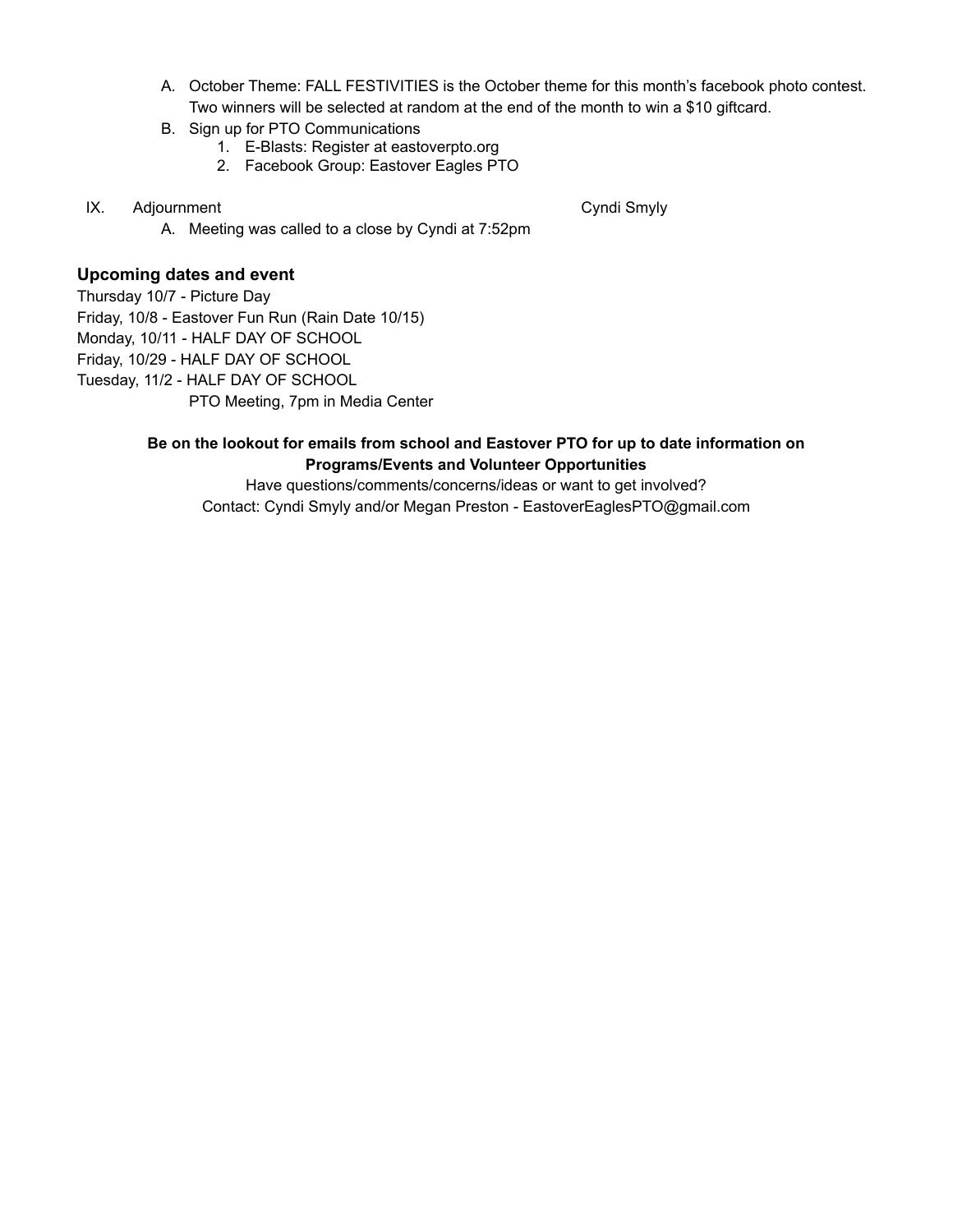A. October Theme: FALL FESTIVITIES is the October theme for this month's facebook photo contest. Two winners will be selected at random at the end of the month to win a $10 giftcard.

B. Sign up for PTO Communications
   1. E-Blasts: Register at eastoverpto.org
   2. Facebook Group: Eastover Eagles PTO

IX. Adjournment — Cyndi Smyly

A. Meeting was called to a close by Cyndi at 7:52pm

### Upcoming dates and event

Thursday 10/7 - Picture Day  
Friday, 10/8 - Eastover Fun Run (Rain Date 10/15)  
Monday, 10/11 - HALF DAY OF SCHOOL  
Friday, 10/29 - HALF DAY OF SCHOOL  
Tuesday, 11/2 - HALF DAY OF SCHOOL  
PTO Meeting, 7pm in Media Center

**Be on the lookout for emails from school and Eastover PTO for up to date information on Programs/Events and Volunteer Opportunities**

Have questions/comments/concerns/ideas or want to get involved?  
Contact: Cyndi Smyly and/or Megan Preston - EastoverEaglesPTO@gmail.com